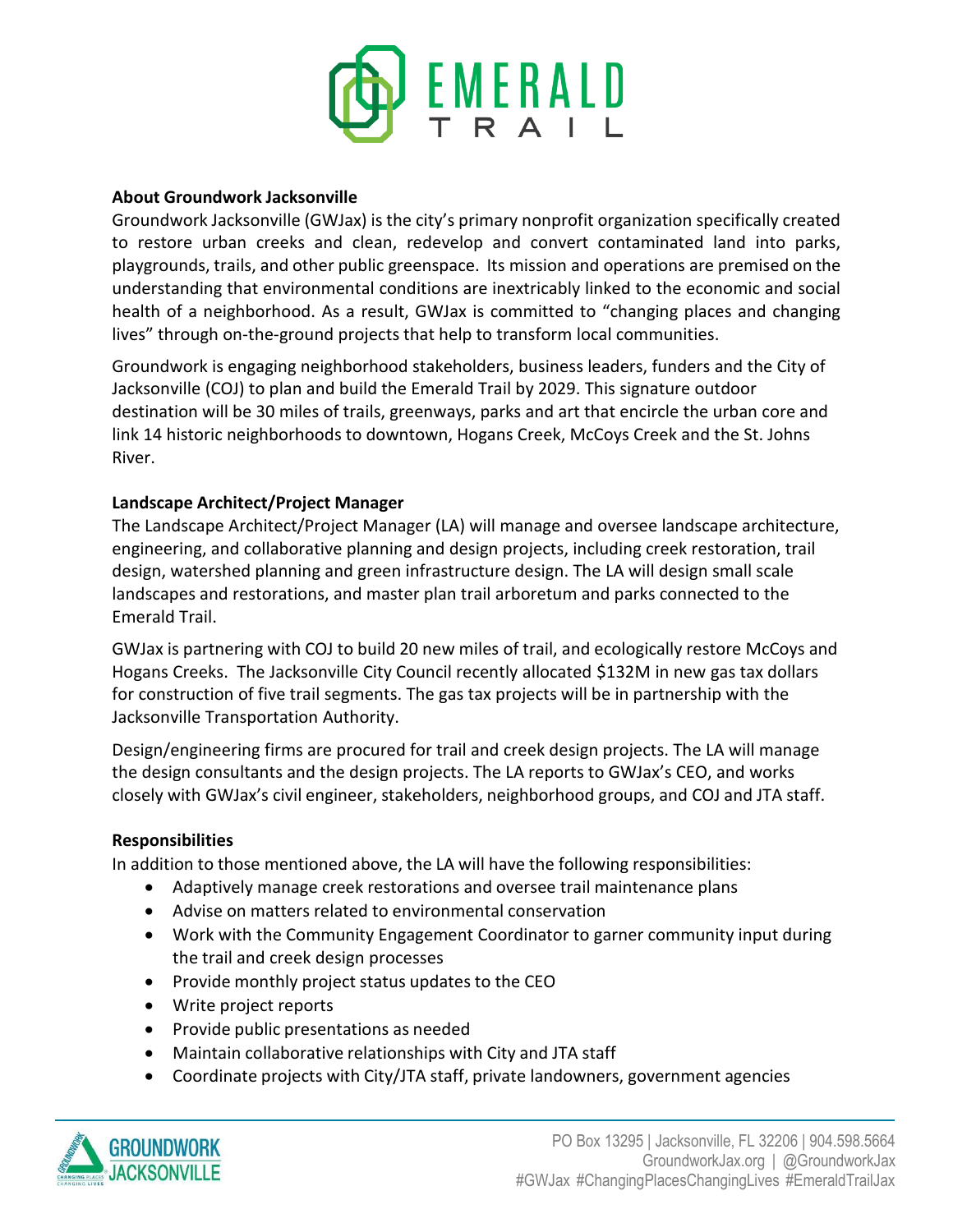# EMERALD TRAIL

**About Groundwork Jacksonville**

Groundwork Jacksonville (GWJax) is the city's primary nonprofit organization specifically created to restore urban creeks and clean, redevelop and convert contaminated land into parks, playgrounds, trails, and other public greenspace. Its mission and operations are premised on the understanding that environmental conditions are inextricably linked to the economic and social health of a neighborhood. As a result, GWJax is committed to "changing places and changing lives" through on-the-ground projects that help to transform local communities.

Groundwork is engaging neighborhood stakeholders, business leaders, funders and the City of Jacksonville (COJ) to plan and build the Emerald Trail by 2029. This signature outdoor destination will be 30 miles of trails, greenways, parks and art that encircle the urban core and link 14 historic neighborhoods to downtown, Hogans Creek, McCoys Creek and the St. Johns River.

**Landscape Architect/Project Manager**

The Landscape Architect/Project Manager (LA) will manage and oversee landscape architecture, engineering, and collaborative planning and design projects, including creek restoration, trail design, watershed planning and green infrastructure design. The LA will design small scale landscapes and restorations, and master plan trail arboretum and parks connected to the Emerald Trail.

GWJax is partnering with COJ to build 20 new miles of trail, and ecologically restore McCoys and Hogans Creeks. The Jacksonville City Council recently allocated $132M in new gas tax dollars for construction of five trail segments. The gas tax projects will be in partnership with the Jacksonville Transportation Authority.

Design/engineering firms are procured for trail and creek design projects. The LA will manage the design consultants and the design projects. The LA reports to GWJax's CEO, and works closely with GWJax's civil engineer, stakeholders, neighborhood groups, and COJ and JTA staff.

**Responsibilities**

In addition to those mentioned above, the LA will have the following responsibilities:

- Adaptively manage creek restorations and oversee trail maintenance plans
- Advise on matters related to environmental conservation
- Work with the Community Engagement Coordinator to garner community input during the trail and creek design processes
- Provide monthly project status updates to the CEO
- Write project reports
- Provide public presentations as needed
- Maintain collaborative relationships with City and JTA staff
- Coordinate projects with City/JTA staff, private landowners, government agencies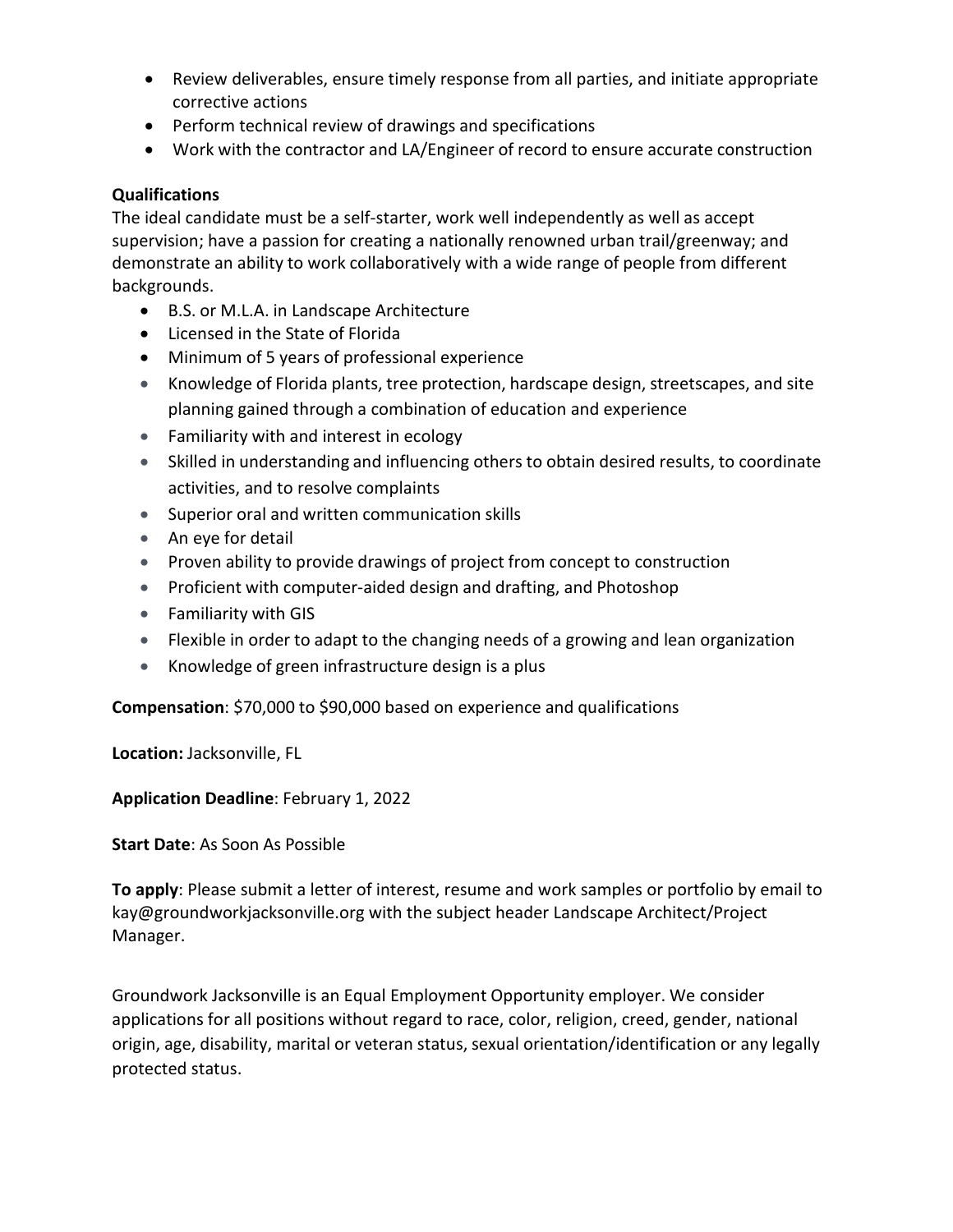- Review deliverables, ensure timely response from all parties, and initiate appropriate corrective actions
- Perform technical review of drawings and specifications
- Work with the contractor and LA/Engineer of record to ensure accurate construction

**Qualifications**

The ideal candidate must be a self-starter, work well independently as well as accept supervision; have a passion for creating a nationally renowned urban trail/greenway; and demonstrate an ability to work collaboratively with a wide range of people from different backgrounds.

- B.S. or M.L.A. in Landscape Architecture
- Licensed in the State of Florida
- Minimum of 5 years of professional experience
- Knowledge of Florida plants, tree protection, hardscape design, streetscapes, and site planning gained through a combination of education and experience
- Familiarity with and interest in ecology
- Skilled in understanding and influencing others to obtain desired results, to coordinate activities, and to resolve complaints
- Superior oral and written communication skills
- An eye for detail
- Proven ability to provide drawings of project from concept to construction
- Proficient with computer-aided design and drafting, and Photoshop
- Familiarity with GIS
- Flexible in order to adapt to the changing needs of a growing and lean organization
- Knowledge of green infrastructure design is a plus

**Compensation**: $70,000 to $90,000 based on experience and qualifications

**Location:** Jacksonville, FL

**Application Deadline**: February 1, 2022

**Start Date**: As Soon As Possible

**To apply**: Please submit a letter of interest, resume and work samples or portfolio by email to kay@groundworkjacksonville.org with the subject header Landscape Architect/Project Manager.

Groundwork Jacksonville is an Equal Employment Opportunity employer. We consider applications for all positions without regard to race, color, religion, creed, gender, national origin, age, disability, marital or veteran status, sexual orientation/identification or any legally protected status.